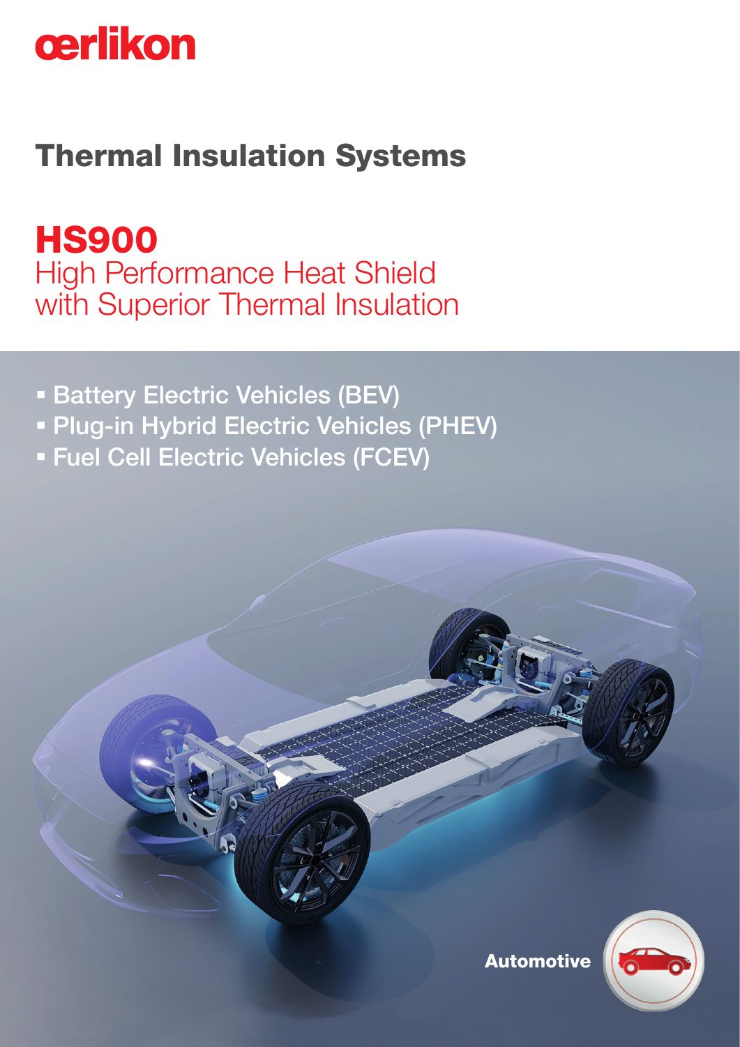oerlikon

# Thermal Insulation Systems

## HS900

High Performance Heat Shield with Superior Thermal Insulation

- Battery Electric Vehicles (BEV)
- Plug-in Hybrid Electric Vehicles (PHEV)
- Fuel Cell Electric Vehicles (FCEV)

Automotive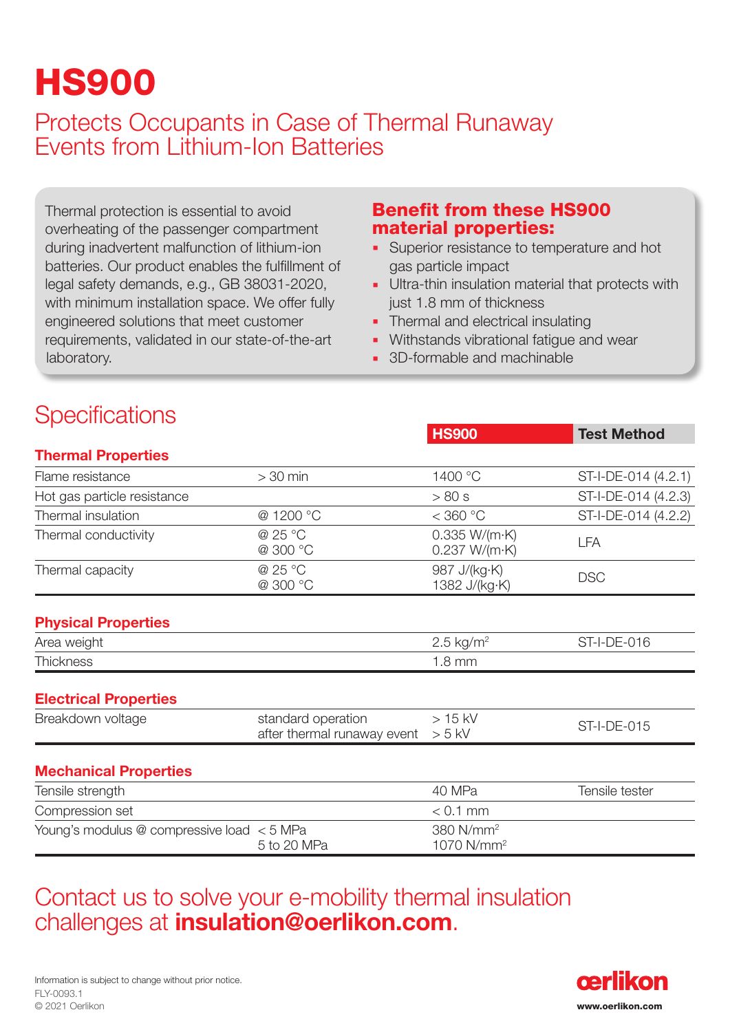# HS900

## Protects Occupants in Case of Thermal Runaway Events from Lithium-Ion Batteries

Thermal protection is essential to avoid overheating of the passenger compartment during inadvertent malfunction of lithium-ion batteries. Our product enables the fulfillment of legal safety demands, e.g., GB 38031-2020, with minimum installation space. We offer fully engineered solutions that meet customer requirements, validated in our state-of-the-art laboratory.

### Benefit from these HS900 material properties:

- Superior resistance to temperature and hot gas particle impact
- Ultra-thin insulation material that protects with just 1.8 mm of thickness
- Thermal and electrical insulating
- Withstands vibrational fatigue and wear
- 3D-formable and machinable

## Specifications

| | | HS900 | Test Method |
|---|---|---|---|
| **Thermal Properties** | | | |
| Flame resistance | > 30 min | 1400 °C | ST-I-DE-014 (4.2.1) |
| Hot gas particle resistance | | > 80 s | ST-I-DE-014 (4.2.3) |
| Thermal insulation | @ 1200 °C | < 360 °C | ST-I-DE-014 (4.2.2) |
| Thermal conductivity | @ 25 °C<br>@ 300 °C | 0.335 W/(m·K)<br>0.237 W/(m·K) | LFA |
| Thermal capacity | @ 25 °C<br>@ 300 °C | 987 J/(kg·K)<br>1382 J/(kg·K) | DSC |
| **Physical Properties** | | | |
| Area weight | | 2.5 kg/m$^2$ | ST-I-DE-016 |
| Thickness | | 1.8 mm | |
| **Electrical Properties** | | | |
| Breakdown voltage | standard operation<br>after thermal runaway event | > 15 kV<br>> 5 kV | ST-I-DE-015 |
| **Mechanical Properties** | | | |
| Tensile strength | | 40 MPa | Tensile tester |
| Compression set | | < 0.1 mm | |
| Young's modulus @ compressive load | < 5 MPa<br>5 to 20 MPa | 380 N/mm$^2$<br>1070 N/mm$^2$ | |

## Contact us to solve your e-mobility thermal insulation challenges at **insulation@oerlikon.com**.

Information is subject to change without prior notice.
FLY-0093.1
© 2021 Oerlikon

oerlikon
www.oerlikon.com